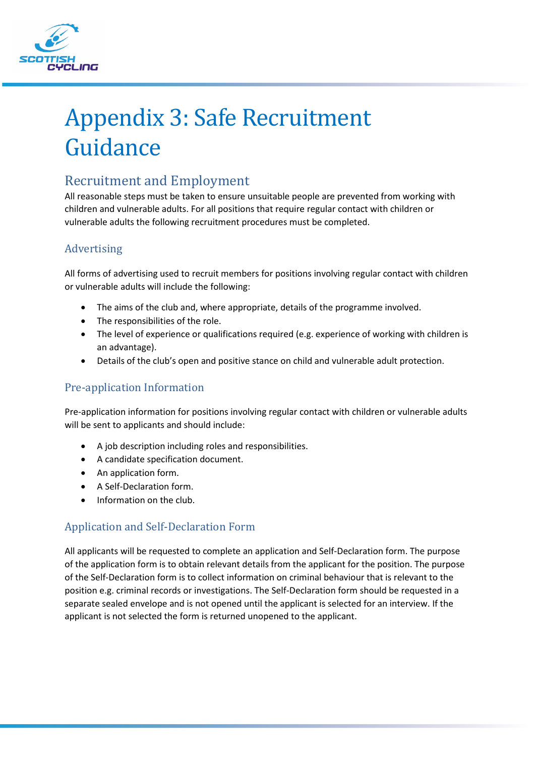# Appendix 3: Safe Recruitment Guidance

## Recruitment and Employment

All reasonable steps must be taken to ensure unsuitable people are prevented from working with children and vulnerable adults. For all positions that require regular contact with children or vulnerable adults the following recruitment procedures must be completed.

### Advertising

All forms of advertising used to recruit members for positions involving regular contact with children or vulnerable adults will include the following:

- The aims of the club and, where appropriate, details of the programme involved.
- The responsibilities of the role.
- The level of experience or qualifications required (e.g. experience of working with children is an advantage).
- Details of the club's open and positive stance on child and vulnerable adult protection.

### Pre-application Information

Pre-application information for positions involving regular contact with children or vulnerable adults will be sent to applicants and should include:

- A job description including roles and responsibilities.
- A candidate specification document.
- An application form.
- A Self-Declaration form.
- Information on the club.

### Application and Self-Declaration Form

All applicants will be requested to complete an application and Self-Declaration form. The purpose of the application form is to obtain relevant details from the applicant for the position. The purpose of the Self-Declaration form is to collect information on criminal behaviour that is relevant to the position e.g. criminal records or investigations. The Self-Declaration form should be requested in a separate sealed envelope and is not opened until the applicant is selected for an interview. If the applicant is not selected the form is returned unopened to the applicant.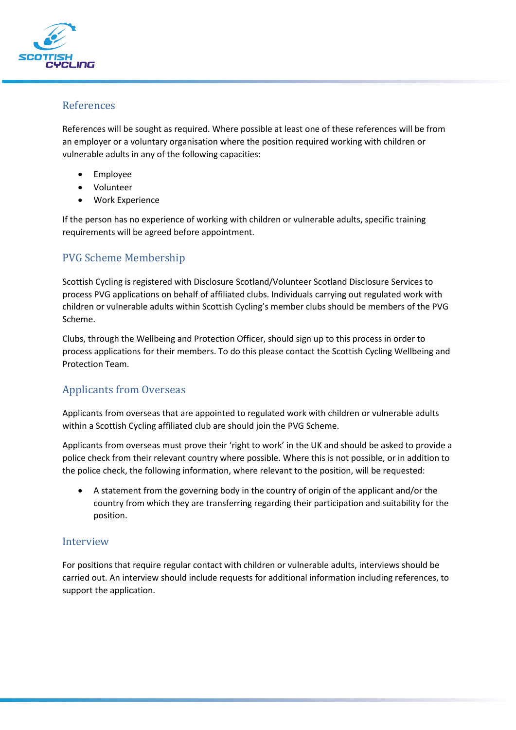## References

References will be sought as required. Where possible at least one of these references will be from an employer or a voluntary organisation where the position required working with children or vulnerable adults in any of the following capacities:

- Employee
- Volunteer
- Work Experience

If the person has no experience of working with children or vulnerable adults, specific training requirements will be agreed before appointment.

## PVG Scheme Membership

Scottish Cycling is registered with Disclosure Scotland/Volunteer Scotland Disclosure Services to process PVG applications on behalf of affiliated clubs. Individuals carrying out regulated work with children or vulnerable adults within Scottish Cycling's member clubs should be members of the PVG Scheme.

Clubs, through the Wellbeing and Protection Officer, should sign up to this process in order to process applications for their members. To do this please contact the Scottish Cycling Wellbeing and Protection Team.

## Applicants from Overseas

Applicants from overseas that are appointed to regulated work with children or vulnerable adults within a Scottish Cycling affiliated club are should join the PVG Scheme.

Applicants from overseas must prove their 'right to work' in the UK and should be asked to provide a police check from their relevant country where possible. Where this is not possible, or in addition to the police check, the following information, where relevant to the position, will be requested:

- A statement from the governing body in the country of origin of the applicant and/or the country from which they are transferring regarding their participation and suitability for the position.

## Interview

For positions that require regular contact with children or vulnerable adults, interviews should be carried out. An interview should include requests for additional information including references, to support the application.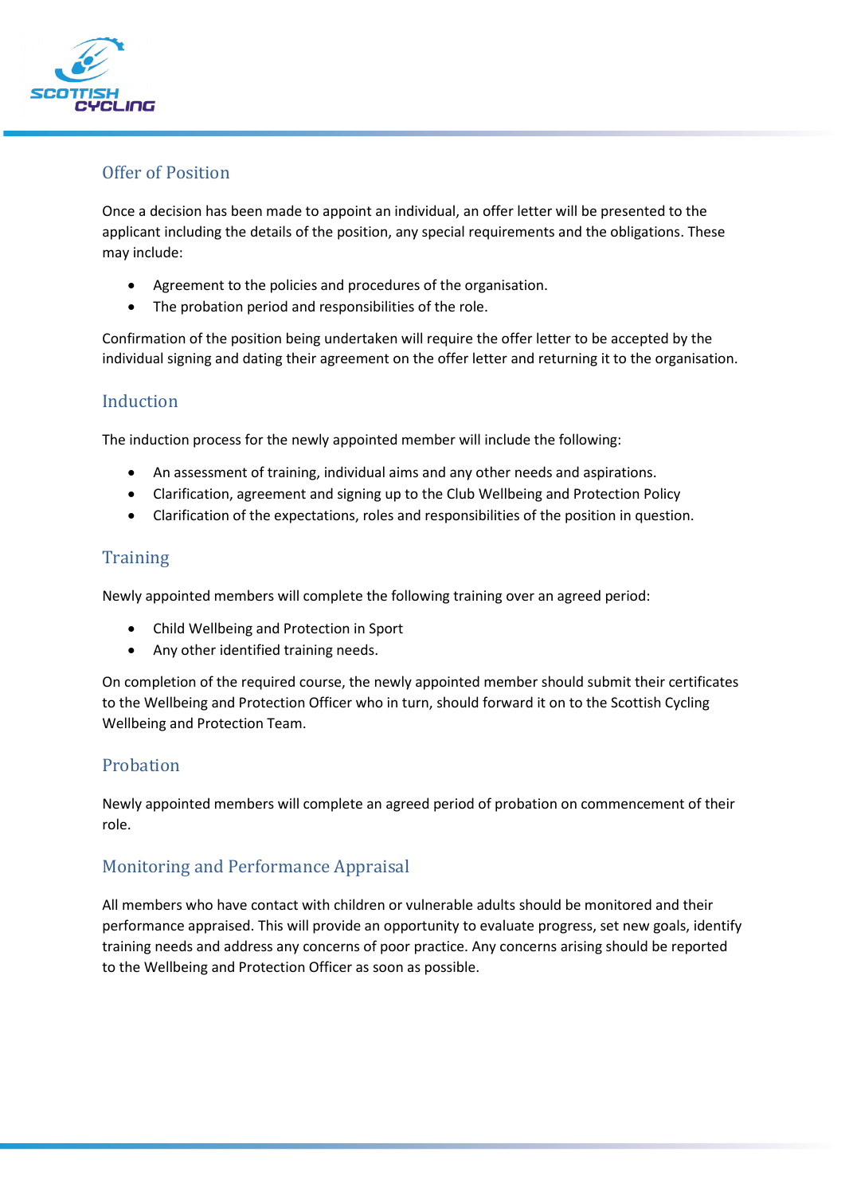## Offer of Position

Once a decision has been made to appoint an individual, an offer letter will be presented to the applicant including the details of the position, any special requirements and the obligations. These may include:

- Agreement to the policies and procedures of the organisation.
- The probation period and responsibilities of the role.

Confirmation of the position being undertaken will require the offer letter to be accepted by the individual signing and dating their agreement on the offer letter and returning it to the organisation.

## Induction

The induction process for the newly appointed member will include the following:

- An assessment of training, individual aims and any other needs and aspirations.
- Clarification, agreement and signing up to the Club Wellbeing and Protection Policy
- Clarification of the expectations, roles and responsibilities of the position in question.

## Training

Newly appointed members will complete the following training over an agreed period:

- Child Wellbeing and Protection in Sport
- Any other identified training needs.

On completion of the required course, the newly appointed member should submit their certificates to the Wellbeing and Protection Officer who in turn, should forward it on to the Scottish Cycling Wellbeing and Protection Team.

## Probation

Newly appointed members will complete an agreed period of probation on commencement of their role.

## Monitoring and Performance Appraisal

All members who have contact with children or vulnerable adults should be monitored and their performance appraised. This will provide an opportunity to evaluate progress, set new goals, identify training needs and address any concerns of poor practice. Any concerns arising should be reported to the Wellbeing and Protection Officer as soon as possible.